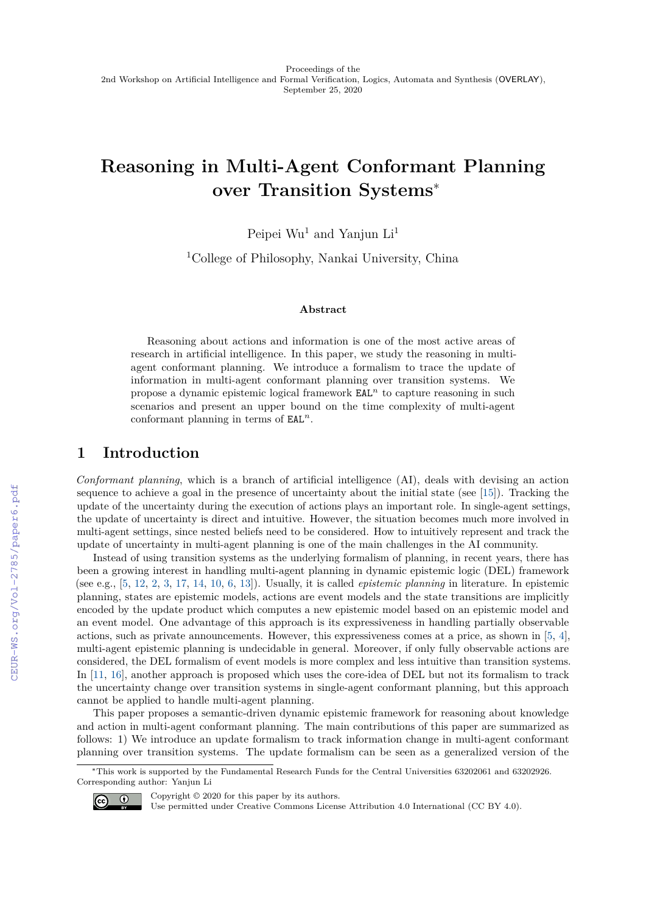Proceedings of the
2nd Workshop on Artificial Intelligence and Formal Verification, Logics, Automata and Synthesis (OVERLAY),
September 25, 2020

# Reasoning in Multi-Agent Conformant Planning over Transition Systems*

Peipei Wu[1] and Yanjun Li[1]

[1]College of Philosophy, Nankai University, China

### Abstract

Reasoning about actions and information is one of the most active areas of research in artificial intelligence. In this paper, we study the reasoning in multi-agent conformant planning. We introduce a formalism to trace the update of information in multi-agent conformant planning over transition systems. We propose a dynamic epistemic logical framework $\mathtt{EAL}^n$ to capture reasoning in such scenarios and present an upper bound on the time complexity of multi-agent conformant planning in terms of $\mathtt{EAL}^n$.

## 1 Introduction

*Conformant planning*, which is a branch of artificial intelligence (AI), deals with devising an action sequence to achieve a goal in the presence of uncertainty about the initial state (see [15]). Tracking the update of the uncertainty during the execution of actions plays an important role. In single-agent settings, the update of uncertainty is direct and intuitive. However, the situation becomes much more involved in multi-agent settings, since nested beliefs need to be considered. How to intuitively represent and track the update of uncertainty in multi-agent planning is one of the main challenges in the AI community.

Instead of using transition systems as the underlying formalism of planning, in recent years, there has been a growing interest in handling multi-agent planning in dynamic epistemic logic (DEL) framework (see e.g., [5, 12, 2, 3, 17, 14, 10, 6, 13]). Usually, it is called *epistemic planning* in literature. In epistemic planning, states are epistemic models, actions are event models and the state transitions are implicitly encoded by the update product which computes a new epistemic model based on an epistemic model and an event model. One advantage of this approach is its expressiveness in handling partially observable actions, such as private announcements. However, this expressiveness comes at a price, as shown in [5, 4], multi-agent epistemic planning is undecidable in general. Moreover, if only fully observable actions are considered, the DEL formalism of event models is more complex and less intuitive than transition systems. In [11, 16], another approach is proposed which uses the core-idea of DEL but not its formalism to track the uncertainty change over transition systems in single-agent conformant planning, but this approach cannot be applied to handle multi-agent planning.

This paper proposes a semantic-driven dynamic epistemic framework for reasoning about knowledge and action in multi-agent conformant planning. The main contributions of this paper are summarized as follows: 1) We introduce an update formalism to track information change in multi-agent conformant planning over transition systems. The update formalism can be seen as a generalized version of the

*This work is supported by the Fundamental Research Funds for the Central Universities 63202061 and 63202926. Corresponding author: Yanjun Li

Copyright © 2020 for this paper by its authors.
Use permitted under Creative Commons License Attribution 4.0 International (CC BY 4.0).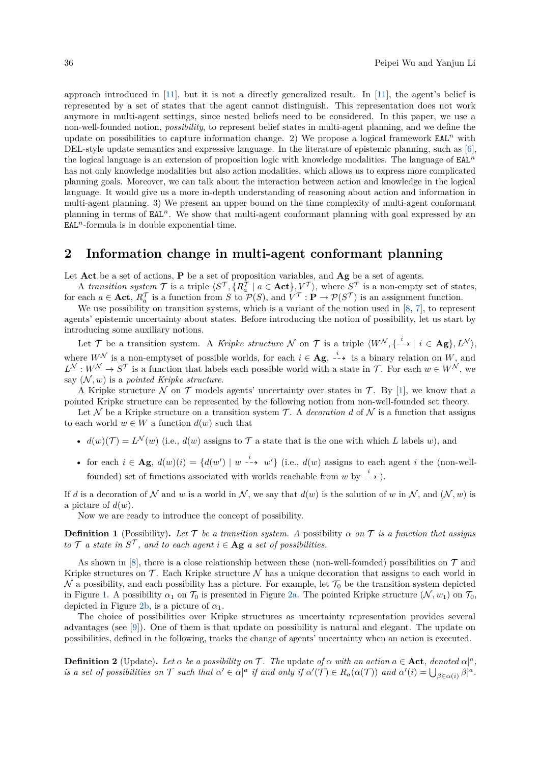approach introduced in [11], but it is not a directly generalized result. In [11], the agent's belief is represented by a set of states that the agent cannot distinguish. This representation does not work anymore in multi-agent settings, since nested beliefs need to be considered. In this paper, we use a non-well-founded notion, *possibility*, to represent belief states in multi-agent planning, and we define the update on possibilities to capture information change. 2) We propose a logical framework $\mathtt{EAL}^n$ with DEL-style update semantics and expressive language. In the literature of epistemic planning, such as [6], the logical language is an extension of proposition logic with knowledge modalities. The language of $\mathtt{EAL}^n$ has not only knowledge modalities but also action modalities, which allows us to express more complicated planning goals. Moreover, we can talk about the interaction between action and knowledge in the logical language. It would give us a more in-depth understanding of reasoning about action and information in multi-agent planning. 3) We present an upper bound on the time complexity of multi-agent conformant planning in terms of $\mathtt{EAL}^n$. We show that multi-agent conformant planning with goal expressed by an $\mathtt{EAL}^n$-formula is in double exponential time.

## 2 Information change in multi-agent conformant planning

Let **Act** be a set of actions, **P** be a set of proposition variables, and **Ag** be a set of agents.

A *transition system* $\mathcal{T}$ is a triple $\langle S^{\mathcal{T}}, \{R_a^{\mathcal{T}} \mid a \in \mathbf{Act}\}, V^{\mathcal{T}}\rangle$, where $S^{\mathcal{T}}$ is a non-empty set of states, for each $a \in \mathbf{Act}$, $R_a^{\mathcal{T}}$ is a function from $S$ to $\mathcal{P}(S)$, and $V^{\mathcal{T}} : \mathbf{P} \to \mathcal{P}(S^{\mathcal{T}})$ is an assignment function.

We use possibility on transition systems, which is a variant of the notion used in [8, 7], to represent agents' epistemic uncertainty about states. Before introducing the notion of possibility, let us start by introducing some auxiliary notions.

Let $\mathcal{T}$ be a transition system. A *Kripke structure* $\mathcal{N}$ on $\mathcal{T}$ is a triple $\langle W^{\mathcal{N}}, \{\overset{i}{\dashrightarrow} \mid i \in \mathbf{Ag}\}, L^{\mathcal{N}}\rangle$, where $W^{\mathcal{N}}$ is a non-emptyset of possible worlds, for each $i \in \mathbf{Ag}$, $\overset{i}{\dashrightarrow}$ is a binary relation on $W$, and $L^{\mathcal{N}} : W^{\mathcal{N}} \to S^{\mathcal{T}}$ is a function that labels each possible world with a state in $\mathcal{T}$. For each $w \in W^{\mathcal{N}}$, we say $(\mathcal{N}, w)$ is a *pointed Kripke structure*.

A Kripke structure $\mathcal{N}$ on $\mathcal{T}$ models agents' uncertainty over states in $\mathcal{T}$. By [1], we know that a pointed Kripke structure can be represented by the following notion from non-well-founded set theory.

Let $\mathcal{N}$ be a Kripke structure on a transition system $\mathcal{T}$. A *decoration* $d$ of $\mathcal{N}$ is a function that assigns to each world $w \in W$ a function $d(w)$ such that

- $d(w)(\mathcal{T}) = L^{\mathcal{N}}(w)$ (i.e., $d(w)$ assigns to $\mathcal{T}$ a state that is the one with which $L$ labels $w$), and
- for each $i \in \mathbf{Ag}$, $d(w)(i) = \{d(w') \mid w \overset{i}{\dashrightarrow} w'\}$ (i.e., $d(w)$ assigns to each agent $i$ the (non-well-founded) set of functions associated with worlds reachable from $w$ by $\overset{i}{\dashrightarrow}$).

If $d$ is a decoration of $\mathcal{N}$ and $w$ is a world in $\mathcal{N}$, we say that $d(w)$ is the solution of $w$ in $\mathcal{N}$, and $(\mathcal{N}, w)$ is a picture of $d(w)$.

Now we are ready to introduce the concept of possibility.

**Definition 1** (Possibility)**.** *Let $\mathcal{T}$ be a transition system. A* possibility *$\alpha$ on $\mathcal{T}$ is a function that assigns to $\mathcal{T}$ a state in $S^{\mathcal{T}}$, and to each agent $i \in \mathbf{Ag}$ a set of possibilities.*

As shown in [8], there is a close relationship between these (non-well-founded) possibilities on $\mathcal{T}$ and Kripke structures on $\mathcal{T}$. Each Kripke structure $\mathcal{N}$ has a unique decoration that assigns to each world in $\mathcal{N}$ a possibility, and each possibility has a picture. For example, let $\mathcal{T}_0$ be the transition system depicted in Figure 1. A possibility $\alpha_1$ on $\mathcal{T}_0$ is presented in Figure 2a. The pointed Kripke structure $(\mathcal{N}, w_1)$ on $\mathcal{T}_0$, depicted in Figure 2b, is a picture of $\alpha_1$.

The choice of possibilities over Kripke structures as uncertainty representation provides several advantages (see [9]). One of them is that update on possibility is natural and elegant. The update on possibilities, defined in the following, tracks the change of agents' uncertainty when an action is executed.

**Definition 2** (Update)**.** *Let $\alpha$ be a possibility on $\mathcal{T}$. The* update *of $\alpha$ with an action $a \in \mathbf{Act}$, denoted $\alpha|^a$, is a set of possibilities on $\mathcal{T}$ such that $\alpha' \in \alpha|^a$ if and only if $\alpha'(\mathcal{T}) \in R_a(\alpha(\mathcal{T}))$ and $\alpha'(i) = \bigcup_{\beta \in \alpha(i)} \beta|^a$.*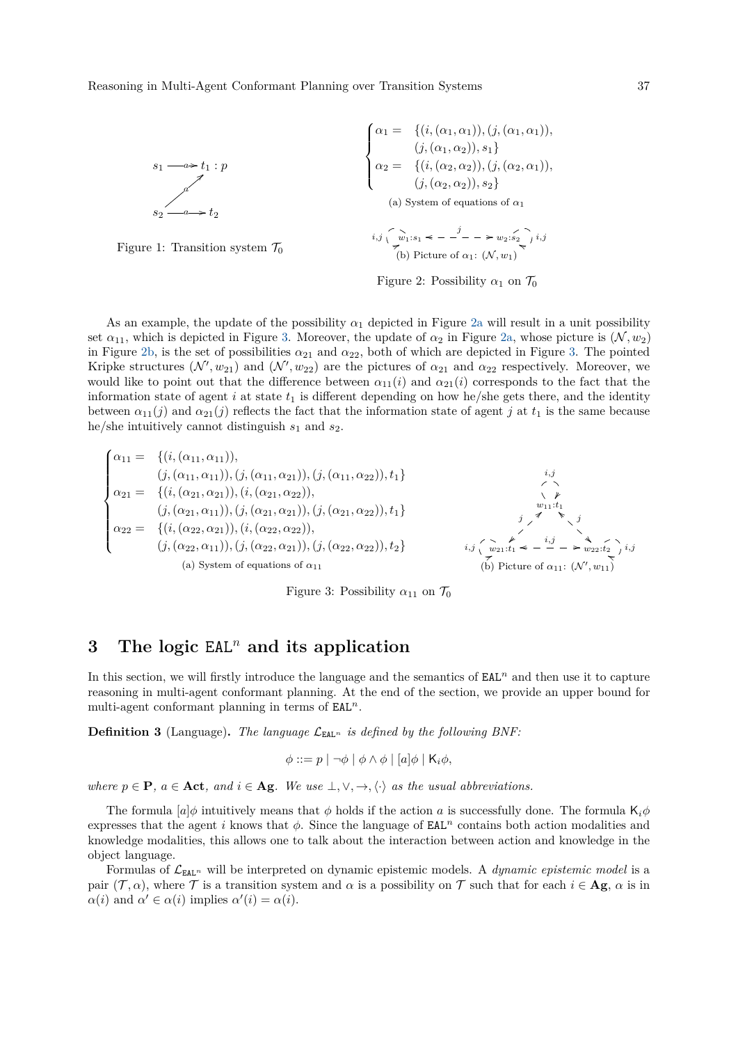Figure 1: Transition system $\mathcal{T}_0$

$$
\begin{cases}
\alpha_1 = & \{(i,(\alpha_1,\alpha_1)),(j,(\alpha_1,\alpha_1)),\\
& (j,(\alpha_1,\alpha_2)),s_1\}\\
\alpha_2 = & \{(i,(\alpha_2,\alpha_2)),(j,(\alpha_2,\alpha_1)),\\
& (j,(\alpha_2,\alpha_2)),s_2\}
\end{cases}
$$

(a) System of equations of $\alpha_1$

(b) Picture of $\alpha_1$: $(\mathcal{N}, w_1)$

Figure 2: Possibility $\alpha_1$ on $\mathcal{T}_0$

As an example, the update of the possibility $\alpha_1$ depicted in Figure 2a will result in a unit possibility set $\alpha_{11}$, which is depicted in Figure 3. Moreover, the update of $\alpha_2$ in Figure 2a, whose picture is $(\mathcal{N}, w_2)$ in Figure 2b, is the set of possibilities $\alpha_{21}$ and $\alpha_{22}$, both of which are depicted in Figure 3. The pointed Kripke structures $(\mathcal{N}', w_{21})$ and $(\mathcal{N}', w_{22})$ are the pictures of $\alpha_{21}$ and $\alpha_{22}$ respectively. Moreover, we would like to point out that the difference between $\alpha_{11}(i)$ and $\alpha_{21}(i)$ corresponds to the fact that the information state of agent $i$ at state $t_1$ is different depending on how he/she gets there, and the identity between $\alpha_{11}(j)$ and $\alpha_{21}(j)$ reflects the fact that the information state of agent $j$ at $t_1$ is the same because he/she intuitively cannot distinguish $s_1$ and $s_2$.

$$
\begin{cases}
\alpha_{11} = & \{(i,(\alpha_{11},\alpha_{11})),\\
& (j,(\alpha_{11},\alpha_{11})),(j,(\alpha_{11},\alpha_{21})),(j,(\alpha_{11},\alpha_{22})),t_1\}\\
\alpha_{21} = & \{(i,(\alpha_{21},\alpha_{21})),(i,(\alpha_{21},\alpha_{22})),\\
& (j,(\alpha_{21},\alpha_{11})),(j,(\alpha_{21},\alpha_{21})),(j,(\alpha_{21},\alpha_{22})),t_1\}\\
\alpha_{22} = & \{(i,(\alpha_{22},\alpha_{21})),(i,(\alpha_{22},\alpha_{22})),\\
& (j,(\alpha_{22},\alpha_{11})),(j,(\alpha_{22},\alpha_{21})),(j,(\alpha_{22},\alpha_{22})),t_2\}
\end{cases}
$$

(a) System of equations of $\alpha_{11}$

(b) Picture of $\alpha_{11}$: $(\mathcal{N}', w_{11})$

Figure 3: Possibility $\alpha_{11}$ on $\mathcal{T}_0$

## 3 The logic $\texttt{EAL}^n$ and its application

In this section, we will firstly introduce the language and the semantics of $\texttt{EAL}^n$ and then use it to capture reasoning in multi-agent conformant planning. At the end of the section, we provide an upper bound for multi-agent conformant planning in terms of $\texttt{EAL}^n$.

**Definition 3** (Language)**.** *The language $\mathcal{L}_{\texttt{EAL}^n}$ is defined by the following BNF:*

$$\phi ::= p \mid \neg\phi \mid \phi \wedge \phi \mid [a]\phi \mid \mathsf{K}_i\phi,$$

*where $p \in \mathbf{P}$, $a \in \mathbf{Act}$, and $i \in \mathbf{Ag}$. We use $\bot, \vee, \rightarrow, \langle\cdot\rangle$ as the usual abbreviations.*

The formula $[a]\phi$ intuitively means that $\phi$ holds if the action $a$ is successfully done. The formula $\mathsf{K}_i\phi$ expresses that the agent $i$ knows that $\phi$. Since the language of $\texttt{EAL}^n$ contains both action modalities and knowledge modalities, this allows one to talk about the interaction between action and knowledge in the object language.

Formulas of $\mathcal{L}_{\texttt{EAL}^n}$ will be interpreted on dynamic epistemic models. A *dynamic epistemic model* is a pair $(\mathcal{T}, \alpha)$, where $\mathcal{T}$ is a transition system and $\alpha$ is a possibility on $\mathcal{T}$ such that for each $i \in \mathbf{Ag}$, $\alpha$ is in $\alpha(i)$ and $\alpha' \in \alpha(i)$ implies $\alpha'(i) = \alpha(i)$.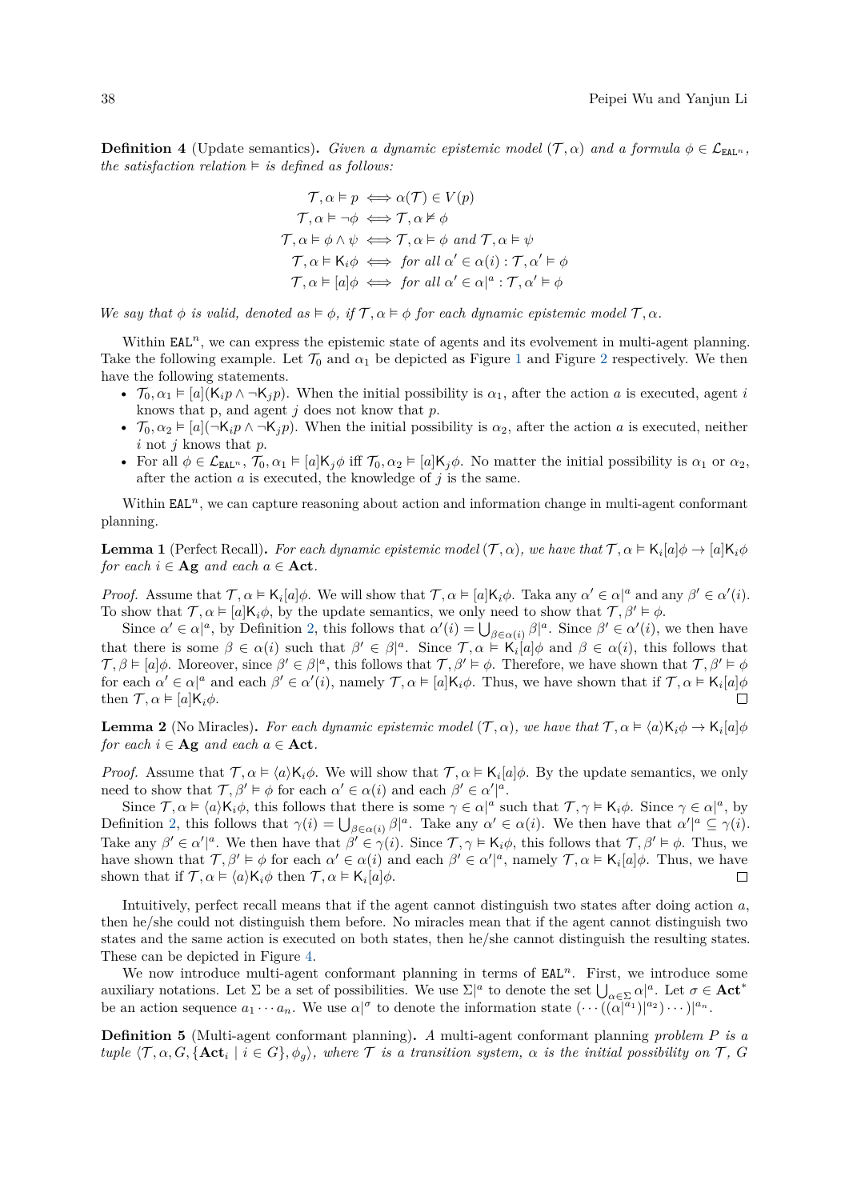**Definition 4** (Update semantics)**.** *Given a dynamic epistemic model* $(\mathcal{T}, \alpha)$ *and a formula* $\phi \in \mathcal{L}_{\mathtt{EAL}^n}$*, the satisfaction relation* $\vDash$ *is defined as follows:*

$$
\begin{aligned}
\mathcal{T}, \alpha \vDash p &\iff \alpha(\mathcal{T}) \in V(p) \\
\mathcal{T}, \alpha \vDash \neg\phi &\iff \mathcal{T}, \alpha \nvDash \phi \\
\mathcal{T}, \alpha \vDash \phi \wedge \psi &\iff \mathcal{T}, \alpha \vDash \phi \text{ and } \mathcal{T}, \alpha \vDash \psi \\
\mathcal{T}, \alpha \vDash \mathsf{K}_i\phi &\iff \text{for all } \alpha' \in \alpha(i) : \mathcal{T}, \alpha' \vDash \phi \\
\mathcal{T}, \alpha \vDash [a]\phi &\iff \text{for all } \alpha' \in \alpha|^a : \mathcal{T}, \alpha' \vDash \phi
\end{aligned}
$$

*We say that* $\phi$ *is valid, denoted as* $\vDash \phi$*, if* $\mathcal{T}, \alpha \vDash \phi$ *for each dynamic epistemic model* $\mathcal{T}, \alpha$*.*

Within $\mathtt{EAL}^n$, we can express the epistemic state of agents and its evolvement in multi-agent planning. Take the following example. Let $\mathcal{T}_0$ and $\alpha_1$ be depicted as Figure 1 and Figure 2 respectively. We then have the following statements.

- $\mathcal{T}_0, \alpha_1 \vDash [a](\mathsf{K}_i p \wedge \neg\mathsf{K}_j p)$. When the initial possibility is $\alpha_1$, after the action $a$ is executed, agent $i$ knows that p, and agent $j$ does not know that $p$.
- $\mathcal{T}_0, \alpha_2 \vDash [a](\neg\mathsf{K}_i p \wedge \neg\mathsf{K}_j p)$. When the initial possibility is $\alpha_2$, after the action $a$ is executed, neither $i$ not $j$ knows that $p$.
- For all $\phi \in \mathcal{L}_{\mathtt{EAL}^n}$, $\mathcal{T}_0, \alpha_1 \vDash [a]\mathsf{K}_j\phi$ iff $\mathcal{T}_0, \alpha_2 \vDash [a]\mathsf{K}_j\phi$. No matter the initial possibility is $\alpha_1$ or $\alpha_2$, after the action $a$ is executed, the knowledge of $j$ is the same.

Within $\mathtt{EAL}^n$, we can capture reasoning about action and information change in multi-agent conformant planning.

**Lemma 1** (Perfect Recall)**.** *For each dynamic epistemic model* $(\mathcal{T}, \alpha)$*, we have that* $\mathcal{T}, \alpha \vDash \mathsf{K}_i[a]\phi \to [a]\mathsf{K}_i\phi$ *for each* $i \in \mathbf{Ag}$ *and each* $a \in \mathbf{Act}$*.*

*Proof.* Assume that $\mathcal{T}, \alpha \vDash \mathsf{K}_i[a]\phi$. We will show that $\mathcal{T}, \alpha \vDash [a]\mathsf{K}_i\phi$. Taka any $\alpha' \in \alpha|^a$ and any $\beta' \in \alpha'(i)$. To show that $\mathcal{T}, \alpha \vDash [a]\mathsf{K}_i\phi$, by the update semantics, we only need to show that $\mathcal{T}, \beta' \vDash \phi$.

Since $\alpha' \in \alpha|^a$, by Definition 2, this follows that $\alpha'(i) = \bigcup_{\beta \in \alpha(i)} \beta|^a$. Since $\beta' \in \alpha'(i)$, we then have that there is some $\beta \in \alpha(i)$ such that $\beta' \in \beta|^a$. Since $\mathcal{T}, \alpha \vDash \mathsf{K}_i[a]\phi$ and $\beta \in \alpha(i)$, this follows that $\mathcal{T}, \beta \vDash [a]\phi$. Moreover, since $\beta' \in \beta|^a$, this follows that $\mathcal{T}, \beta' \vDash \phi$. Therefore, we have shown that $\mathcal{T}, \beta' \vDash \phi$ for each $\alpha' \in \alpha|^a$ and each $\beta' \in \alpha'(i)$, namely $\mathcal{T}, \alpha \vDash [a]\mathsf{K}_i\phi$. Thus, we have shown that if $\mathcal{T}, \alpha \vDash \mathsf{K}_i[a]\phi$ then $\mathcal{T}, \alpha \vDash [a]\mathsf{K}_i\phi$. ◻

**Lemma 2** (No Miracles)**.** *For each dynamic epistemic model* $(\mathcal{T}, \alpha)$*, we have that* $\mathcal{T}, \alpha \vDash \langle a\rangle\mathsf{K}_i\phi \to \mathsf{K}_i[a]\phi$ *for each* $i \in \mathbf{Ag}$ *and each* $a \in \mathbf{Act}$*.*

*Proof.* Assume that $\mathcal{T}, \alpha \vDash \langle a\rangle\mathsf{K}_i\phi$. We will show that $\mathcal{T}, \alpha \vDash \mathsf{K}_i[a]\phi$. By the update semantics, we only need to show that $\mathcal{T}, \beta' \vDash \phi$ for each $\alpha' \in \alpha(i)$ and each $\beta' \in \alpha'|^a$.

Since $\mathcal{T}, \alpha \vDash \langle a\rangle\mathsf{K}_i\phi$, this follows that there is some $\gamma \in \alpha|^a$ such that $\mathcal{T}, \gamma \vDash \mathsf{K}_i\phi$. Since $\gamma \in \alpha|^a$, by Definition 2, this follows that $\gamma(i) = \bigcup_{\beta \in \alpha(i)} \beta|^a$. Take any $\alpha' \in \alpha(i)$. We then have that $\alpha'|^a \subseteq \gamma(i)$. Take any $\beta' \in \alpha'|^a$. We then have that $\beta' \in \gamma(i)$. Since $\mathcal{T}, \gamma \vDash \mathsf{K}_i\phi$, this follows that $\mathcal{T}, \beta' \vDash \phi$. Thus, we have shown that $\mathcal{T}, \beta' \vDash \phi$ for each $\alpha' \in \alpha(i)$ and each $\beta' \in \alpha'|^a$, namely $\mathcal{T}, \alpha \vDash \mathsf{K}_i[a]\phi$. Thus, we have shown that if $\mathcal{T}, \alpha \vDash \langle a\rangle\mathsf{K}_i\phi$ then $\mathcal{T}, \alpha \vDash \mathsf{K}_i[a]\phi$. ◻

Intuitively, perfect recall means that if the agent cannot distinguish two states after doing action $a$, then he/she could not distinguish them before. No miracles mean that if the agent cannot distinguish two states and the same action is executed on both states, then he/she cannot distinguish the resulting states. These can be depicted in Figure 4.

We now introduce multi-agent conformant planning in terms of $\mathtt{EAL}^n$. First, we introduce some auxiliary notations. Let $\Sigma$ be a set of possibilities. We use $\Sigma|^a$ to denote the set $\bigcup_{\alpha \in \Sigma} \alpha|^a$. Let $\sigma \in \mathbf{Act}^*$ be an action sequence $a_1 \cdots a_n$. We use $\alpha|^\sigma$ to denote the information state $(\cdots((\alpha|^{a_1})|^{a_2})\cdots)|^{a_n}$.

**Definition 5** (Multi-agent conformant planning)**.** *A* multi-agent conformant planning *problem* $P$ *is a tuple* $\langle \mathcal{T}, \alpha, G, \{\mathbf{Act}_i \mid i \in G\}, \phi_g\rangle$*, where* $\mathcal{T}$ *is a transition system,* $\alpha$ *is the initial possibility on* $\mathcal{T}$*,* $G$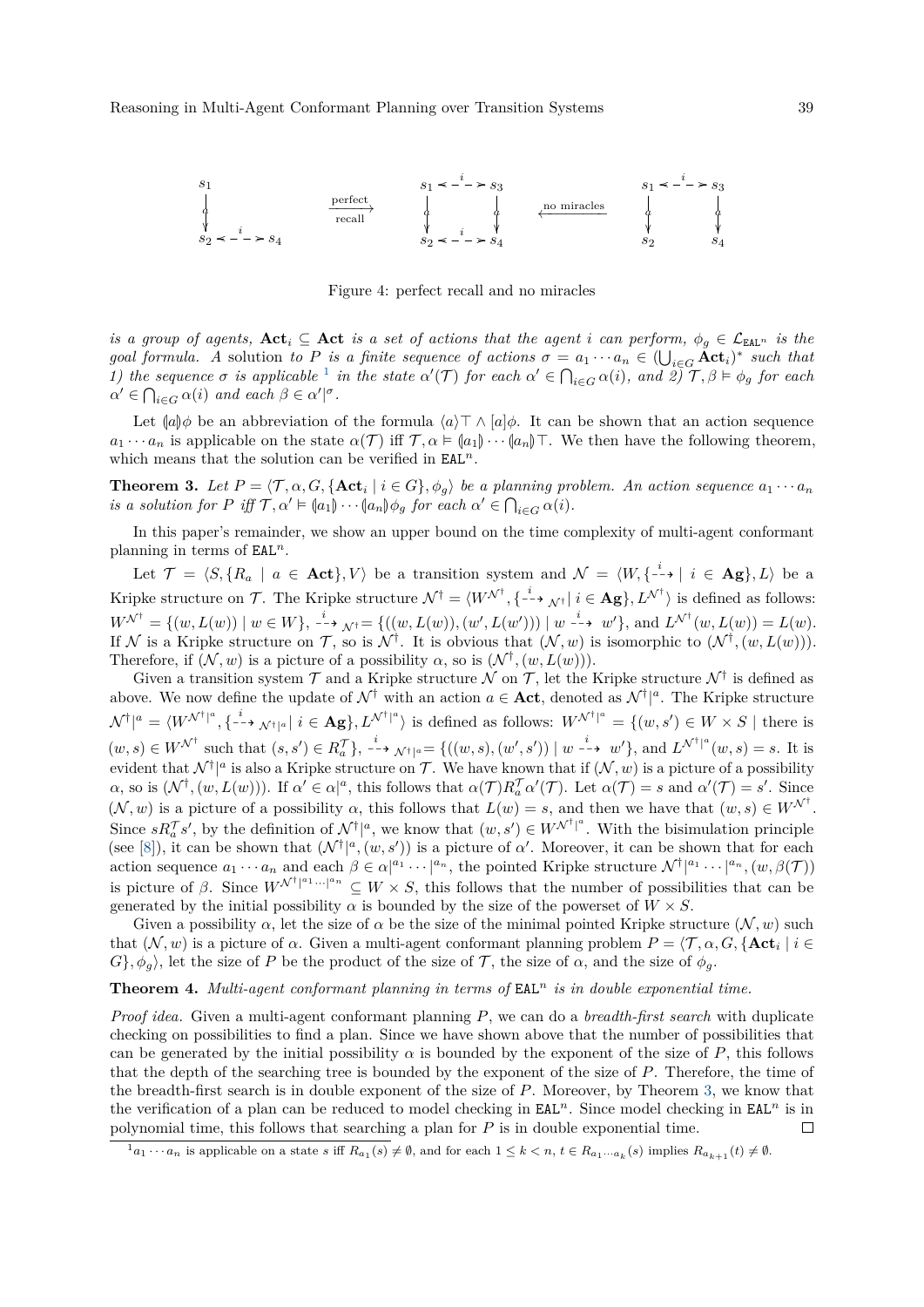Figure 4: perfect recall and no miracles

*is a group of agents,* $\mathbf{Act}_i \subseteq \mathbf{Act}$ *is a set of actions that the agent* $i$ *can perform,* $\phi_g \in \mathcal{L}_{\mathtt{EAL}^n}$ *is the goal formula. A* solution *to* $P$ *is a finite sequence of actions* $\sigma = a_1 \cdots a_n \in (\bigcup_{i\in G} \mathbf{Act}_i)^*$ *such that 1) the sequence* $\sigma$ *is applicable* [1] *in the state* $\alpha'(\mathcal{T})$ *for each* $\alpha' \in \bigcap_{i\in G} \alpha(i)$*, and 2)* $\mathcal{T}, \beta \vDash \phi_g$ *for each* $\alpha' \in \bigcap_{i\in G} \alpha(i)$ *and each* $\beta \in \alpha'|^{\sigma}$*.*

Let $(\!|a|\!)\phi$ be an abbreviation of the formula $\langle a\rangle\top \wedge [a]\phi$. It can be shown that an action sequence $a_1 \cdots a_n$ is applicable on the state $\alpha(\mathcal{T})$ iff $\mathcal{T}, \alpha \vDash (\!|a_1|\!) \cdots (\!|a_n|\!)\top$. We then have the following theorem, which means that the solution can be verified in $\mathtt{EAL}^n$.

**Theorem 3.** *Let* $P = \langle \mathcal{T}, \alpha, G, \{\mathbf{Act}_i \mid i \in G\}, \phi_g\rangle$ *be a planning problem. An action sequence* $a_1 \cdots a_n$ *is a solution for* $P$ *iff* $\mathcal{T}, \alpha' \vDash (\!|a_1|\!) \cdots (\!|a_n|\!)\phi_g$ *for each* $\alpha' \in \bigcap_{i\in G} \alpha(i)$*.*

In this paper's remainder, we show an upper bound on the time complexity of multi-agent conformant planning in terms of $\mathtt{EAL}^n$.

Let $\mathcal{T} = \langle S, \{R_a \mid a \in \mathbf{Act}\}, V\rangle$ be a transition system and $\mathcal{N} = \langle W, \{\overset{i}{\dashrightarrow} \mid i \in \mathbf{Ag}\}, L\rangle$ be a Kripke structure on $\mathcal{T}$. The Kripke structure $\mathcal{N}^\dagger = \langle W^{\mathcal{N}^\dagger}, \{\overset{i}{\dashrightarrow}_{\mathcal{N}^\dagger} \mid i \in \mathbf{Ag}\}, L^{\mathcal{N}^\dagger}\rangle$ is defined as follows: $W^{\mathcal{N}^\dagger} = \{(w, L(w)) \mid w \in W\}$, $\overset{i}{\dashrightarrow}_{\mathcal{N}^\dagger} = \{((w, L(w)), (w', L(w'))) \mid w \overset{i}{\dashrightarrow} w'\}$, and $L^{\mathcal{N}^\dagger}(w, L(w)) = L(w)$. If $\mathcal{N}$ is a Kripke structure on $\mathcal{T}$, so is $\mathcal{N}^\dagger$. It is obvious that $(\mathcal{N}, w)$ is isomorphic to $(\mathcal{N}^\dagger, (w, L(w)))$. Therefore, if $(\mathcal{N}, w)$ is a picture of a possibility $\alpha$, so is $(\mathcal{N}^\dagger, (w, L(w)))$.

Given a transition system $\mathcal{T}$ and a Kripke structure $\mathcal{N}$ on $\mathcal{T}$, let the Kripke structure $\mathcal{N}^\dagger$ is defined as above. We now define the update of $\mathcal{N}^\dagger$ with an action $a \in \mathbf{Act}$, denoted as $\mathcal{N}^\dagger|^a$. The Kripke structure $\mathcal{N}^\dagger|^a = \langle W^{\mathcal{N}^\dagger|^a}, \{\overset{i}{\dashrightarrow}_{\mathcal{N}^\dagger|^a} \mid i \in \mathbf{Ag}\}, L^{\mathcal{N}^\dagger|^a}\rangle$ is defined as follows: $W^{\mathcal{N}^\dagger|^a} = \{(w, s') \in W \times S \mid$ there is $(w, s) \in W^{\mathcal{N}^\dagger}$ such that $(s, s') \in R_a^{\mathcal{T}}\}$, $\overset{i}{\dashrightarrow}_{\mathcal{N}^\dagger|^a} = \{((w, s), (w', s')) \mid w \overset{i}{\dashrightarrow} w'\}$, and $L^{\mathcal{N}^\dagger|^a}(w, s) = s$. It is evident that $\mathcal{N}^\dagger|^a$ is also a Kripke structure on $\mathcal{T}$. We have known that if $(\mathcal{N}, w)$ is a picture of a possibility $\alpha$, so is $(\mathcal{N}^\dagger, (w, L(w)))$. If $\alpha' \in \alpha|^a$, this follows that $\alpha(\mathcal{T}) R_a^{\mathcal{T}} \alpha'(\mathcal{T})$. Let $\alpha(\mathcal{T}) = s$ and $\alpha'(\mathcal{T}) = s'$. Since $(\mathcal{N}, w)$ is a picture of a possibility $\alpha$, this follows that $L(w) = s$, and then we have that $(w, s) \in W^{\mathcal{N}^\dagger}$. Since $s R_a^{\mathcal{T}} s'$, by the definition of $\mathcal{N}^\dagger|^a$, we know that $(w, s') \in W^{\mathcal{N}^\dagger|^a}$. With the bisimulation principle (see [8]), it can be shown that $(\mathcal{N}^\dagger|^a, (w, s'))$ is a picture of $\alpha'$. Moreover, it can be shown that for each action sequence $a_1 \cdots a_n$ and each $\beta \in \alpha|^{a_1} \cdots |^{a_n}$, the pointed Kripke structure $\mathcal{N}^\dagger|^{a_1} \cdots |^{a_n}, (w, \beta(\mathcal{T}))$ is picture of $\beta$. Since $W^{\mathcal{N}^\dagger|^{a_1} \cdots |^{a_n}} \subseteq W \times S$, this follows that the number of possibilities that can be generated by the initial possibility $\alpha$ is bounded by the size of the powerset of $W \times S$.

Given a possibility $\alpha$, let the size of $\alpha$ be the size of the minimal pointed Kripke structure $(\mathcal{N}, w)$ such that $(\mathcal{N}, w)$ is a picture of $\alpha$. Given a multi-agent conformant planning problem $P = \langle \mathcal{T}, \alpha, G, \{\mathbf{Act}_i \mid i \in G\}, \phi_g\rangle$, let the size of $P$ be the product of the size of $\mathcal{T}$, the size of $\alpha$, and the size of $\phi_g$.

**Theorem 4.** *Multi-agent conformant planning in terms of* $\mathtt{EAL}^n$ *is in double exponential time.*

*Proof idea.* Given a multi-agent conformant planning $P$, we can do a *breadth-first search* with duplicate checking on possibilities to find a plan. Since we have shown above that the number of possibilities that can be generated by the initial possibility $\alpha$ is bounded by the exponent of the size of $P$, this follows that the depth of the searching tree is bounded by the exponent of the size of $P$. Therefore, the time of the breadth-first search is in double exponent of the size of $P$. Moreover, by Theorem 3, we know that the verification of a plan can be reduced to model checking in $\mathtt{EAL}^n$. Since model checking in $\mathtt{EAL}^n$ is in polynomial time, this follows that searching a plan for $P$ is in double exponential time. □

[1] $a_1 \cdots a_n$ is applicable on a state $s$ iff $R_{a_1}(s) \neq \emptyset$, and for each $1 \le k < n$, $t \in R_{a_1 \cdots a_k}(s)$ implies $R_{a_{k+1}}(t) \neq \emptyset$.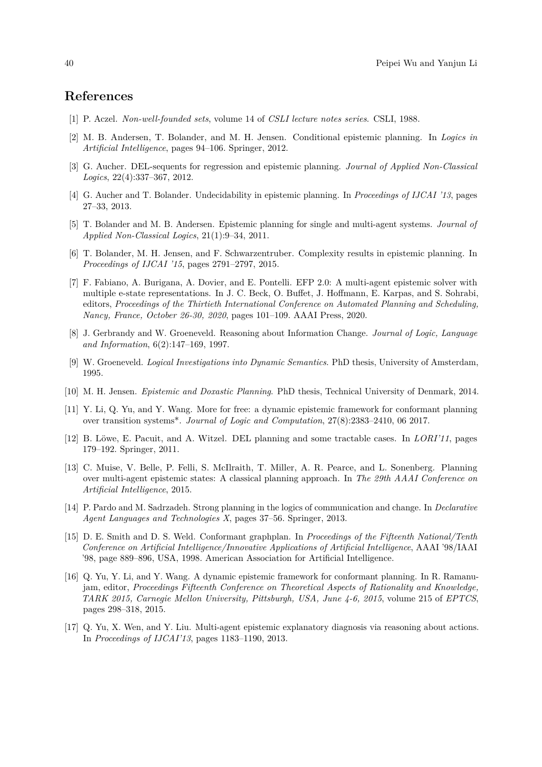## References

[1] P. Aczel. *Non-well-founded sets*, volume 14 of *CSLI lecture notes series*. CSLI, 1988.

[2] M. B. Andersen, T. Bolander, and M. H. Jensen. Conditional epistemic planning. In *Logics in Artificial Intelligence*, pages 94–106. Springer, 2012.

[3] G. Aucher. DEL-sequents for regression and epistemic planning. *Journal of Applied Non-Classical Logics*, 22(4):337–367, 2012.

[4] G. Aucher and T. Bolander. Undecidability in epistemic planning. In *Proceedings of IJCAI '13*, pages 27–33, 2013.

[5] T. Bolander and M. B. Andersen. Epistemic planning for single and multi-agent systems. *Journal of Applied Non-Classical Logics*, 21(1):9–34, 2011.

[6] T. Bolander, M. H. Jensen, and F. Schwarzentruber. Complexity results in epistemic planning. In *Proceedings of IJCAI '15*, pages 2791–2797, 2015.

[7] F. Fabiano, A. Burigana, A. Dovier, and E. Pontelli. EFP 2.0: A multi-agent epistemic solver with multiple e-state representations. In J. C. Beck, O. Buffet, J. Hoffmann, E. Karpas, and S. Sohrabi, editors, *Proceedings of the Thirtieth International Conference on Automated Planning and Scheduling, Nancy, France, October 26-30, 2020*, pages 101–109. AAAI Press, 2020.

[8] J. Gerbrandy and W. Groeneveld. Reasoning about Information Change. *Journal of Logic, Language and Information*, 6(2):147–169, 1997.

[9] W. Groeneveld. *Logical Investigations into Dynamic Semantics*. PhD thesis, University of Amsterdam, 1995.

[10] M. H. Jensen. *Epistemic and Doxastic Planning*. PhD thesis, Technical University of Denmark, 2014.

[11] Y. Li, Q. Yu, and Y. Wang. More for free: a dynamic epistemic framework for conformant planning over transition systems*. *Journal of Logic and Computation*, 27(8):2383–2410, 06 2017.

[12] B. Löwe, E. Pacuit, and A. Witzel. DEL planning and some tractable cases. In *LORI'11*, pages 179–192. Springer, 2011.

[13] C. Muise, V. Belle, P. Felli, S. McIlraith, T. Miller, A. R. Pearce, and L. Sonenberg. Planning over multi-agent epistemic states: A classical planning approach. In *The 29th AAAI Conference on Artificial Intelligence*, 2015.

[14] P. Pardo and M. Sadrzadeh. Strong planning in the logics of communication and change. In *Declarative Agent Languages and Technologies X*, pages 37–56. Springer, 2013.

[15] D. E. Smith and D. S. Weld. Conformant graphplan. In *Proceedings of the Fifteenth National/Tenth Conference on Artificial Intelligence/Innovative Applications of Artificial Intelligence*, AAAI '98/IAAI '98, page 889–896, USA, 1998. American Association for Artificial Intelligence.

[16] Q. Yu, Y. Li, and Y. Wang. A dynamic epistemic framework for conformant planning. In R. Ramanujam, editor, *Proceedings Fifteenth Conference on Theoretical Aspects of Rationality and Knowledge, TARK 2015, Carnegie Mellon University, Pittsburgh, USA, June 4-6, 2015*, volume 215 of *EPTCS*, pages 298–318, 2015.

[17] Q. Yu, X. Wen, and Y. Liu. Multi-agent epistemic explanatory diagnosis via reasoning about actions. In *Proceedings of IJCAI'13*, pages 1183–1190, 2013.